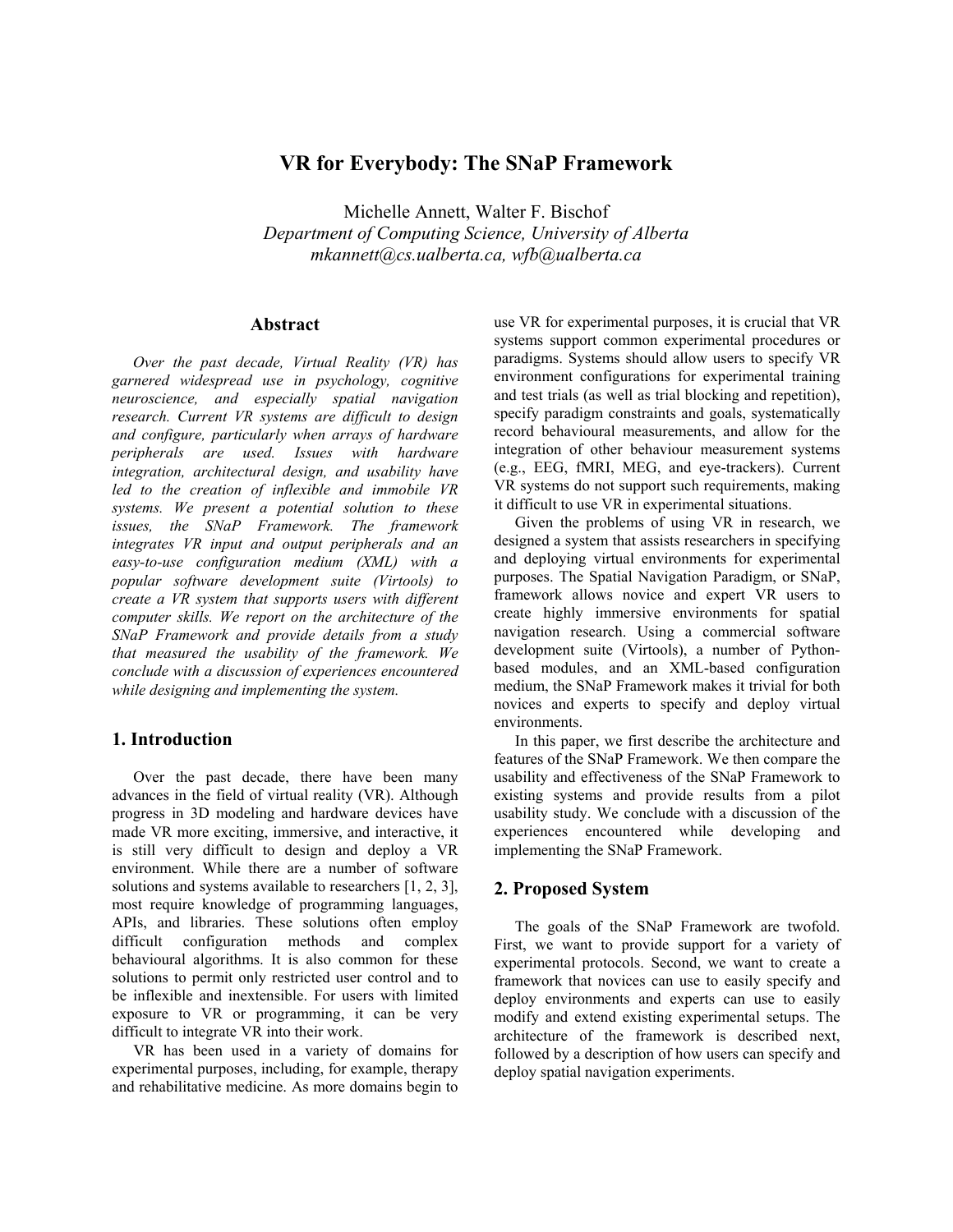# VR for Everybody: The SNaP Framework

Michelle Annett, Walter F. Bischof

*Department of Computing Science, University of Alberta*

*mkannett@cs.ualberta.ca, wfb@ualberta.ca*

## Abstract

*Over the past decade, Virtual Reality (VR) has garnered widespread use in psychology, cognitive neuroscience, and especially spatial navigation research. Current VR systems are difficult to design and configure, particularly when arrays of hardware peripherals are used. Issues with hardware integration, architectural design, and usability have led to the creation of inflexible and immobile VR systems. We present a potential solution to these issues, the SNaP Framework. The framework integrates VR input and output peripherals and an easy-to-use configuration medium (XML) with a popular software development suite (Virtools) to create a VR system that supports users with different computer skills. We report on the architecture of the SNaP Framework and provide details from a study that measured the usability of the framework. We conclude with a discussion of experiences encountered while designing and implementing the system.*

## 1. Introduction

Over the past decade, there have been many advances in the field of virtual reality (VR). Although progress in 3D modeling and hardware devices have made VR more exciting, immersive, and interactive, it is still very difficult to design and deploy a VR environment. While there are a number of software solutions and systems available to researchers [1, 2, 3], most require knowledge of programming languages, APIs, and libraries. These solutions often employ difficult configuration methods and complex behavioural algorithms. It is also common for these solutions to permit only restricted user control and to be inflexible and inextensible. For users with limited exposure to VR or programming, it can be very difficult to integrate VR into their work.

VR has been used in a variety of domains for experimental purposes, including, for example, therapy and rehabilitative medicine. As more domains begin to use VR for experimental purposes, it is crucial that VR systems support common experimental procedures or paradigms. Systems should allow users to specify VR environment configurations for experimental training and test trials (as well as trial blocking and repetition), specify paradigm constraints and goals, systematically record behavioural measurements, and allow for the integration of other behaviour measurement systems (e.g., EEG, fMRI, MEG, and eye-trackers). Current VR systems do not support such requirements, making it difficult to use VR in experimental situations.

Given the problems of using VR in research, we designed a system that assists researchers in specifying and deploying virtual environments for experimental purposes. The Spatial Navigation Paradigm, or SNaP, framework allows novice and expert VR users to create highly immersive environments for spatial navigation research. Using a commercial software development suite (Virtools), a number of Python-based modules, and an XML-based configuration medium, the SNaP Framework makes it trivial for both novices and experts to specify and deploy virtual environments.

In this paper, we first describe the architecture and features of the SNaP Framework. We then compare the usability and effectiveness of the SNaP Framework to existing systems and provide results from a pilot usability study. We conclude with a discussion of the experiences encountered while developing and implementing the SNaP Framework.

## 2. Proposed System

The goals of the SNaP Framework are twofold. First, we want to provide support for a variety of experimental protocols. Second, we want to create a framework that novices can use to easily specify and deploy environments and experts can use to easily modify and extend existing experimental setups. The architecture of the framework is described next, followed by a description of how users can specify and deploy spatial navigation experiments.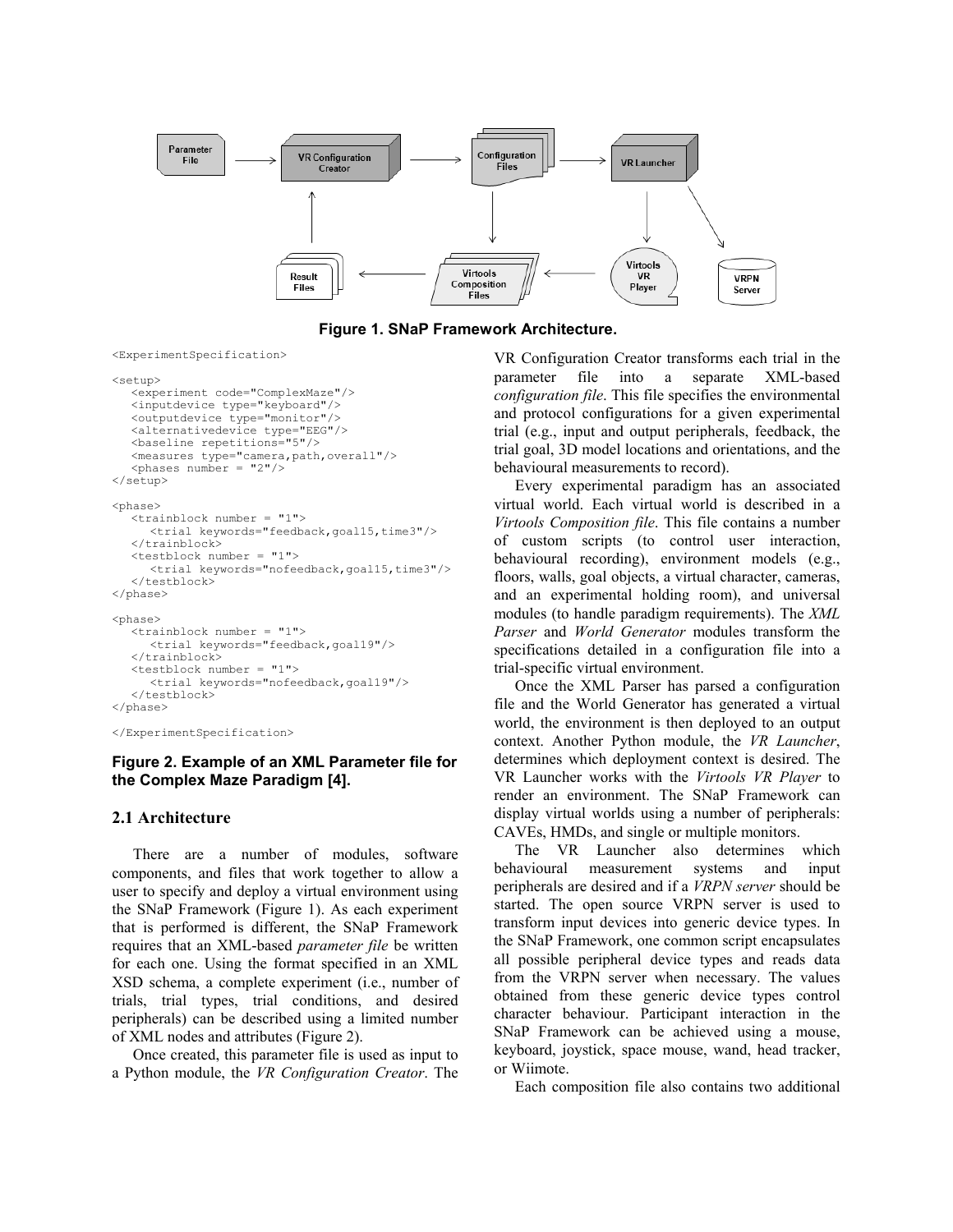**Figure 1. SNaP Framework Architecture.**

```
<ExperimentSpecification>

<setup>
   <experiment code="ComplexMaze"/>
   <inputdevice type="keyboard"/>
   <outputdevice type="monitor"/>
   <alternativedevice type="EEG"/>
   <baseline repetitions="5"/>
   <measures type="camera,path,overall"/>
   <phases number = "2"/>
</setup>

<phase>
   <trainblock number = "1">
      <trial keywords="feedback,goal15,time3"/>
   </trainblock>
   <testblock number = "1">
      <trial keywords="nofeedback,goal15,time3"/>
   </testblock>
</phase>

<phase>
   <trainblock number = "1">
      <trial keywords="feedback,goal19"/>
   </trainblock>
   <testblock number = "1">
      <trial keywords="nofeedback,goal19"/>
   </testblock>
</phase>

</ExperimentSpecification>
```

**Figure 2. Example of an XML Parameter file for the Complex Maze Paradigm [4].**

## 2.1 Architecture

There are a number of modules, software components, and files that work together to allow a user to specify and deploy a virtual environment using the SNaP Framework (Figure 1). As each experiment that is performed is different, the SNaP Framework requires that an XML-based *parameter file* be written for each one. Using the format specified in an XML XSD schema, a complete experiment (i.e., number of trials, trial types, trial conditions, and desired peripherals) can be described using a limited number of XML nodes and attributes (Figure 2).

Once created, this parameter file is used as input to a Python module, the *VR Configuration Creator*. The VR Configuration Creator transforms each trial in the parameter file into a separate XML-based *configuration file*. This file specifies the environmental and protocol configurations for a given experimental trial (e.g., input and output peripherals, feedback, the trial goal, 3D model locations and orientations, and the behavioural measurements to record).

Every experimental paradigm has an associated virtual world. Each virtual world is described in a *Virtools Composition file*. This file contains a number of custom scripts (to control user interaction, behavioural recording), environment models (e.g., floors, walls, goal objects, a virtual character, cameras, and an experimental holding room), and universal modules (to handle paradigm requirements). The *XML Parser* and *World Generator* modules transform the specifications detailed in a configuration file into a trial-specific virtual environment.

Once the XML Parser has parsed a configuration file and the World Generator has generated a virtual world, the environment is then deployed to an output context. Another Python module, the *VR Launcher*, determines which deployment context is desired. The VR Launcher works with the *Virtools VR Player* to render an environment. The SNaP Framework can display virtual worlds using a number of peripherals: CAVEs, HMDs, and single or multiple monitors.

The VR Launcher also determines which behavioural measurement systems and input peripherals are desired and if a *VRPN server* should be started. The open source VRPN server is used to transform input devices into generic device types. In the SNaP Framework, one common script encapsulates all possible peripheral device types and reads data from the VRPN server when necessary. The values obtained from these generic device types control character behaviour. Participant interaction in the SNaP Framework can be achieved using a mouse, keyboard, joystick, space mouse, wand, head tracker, or Wiimote.

Each composition file also contains two additional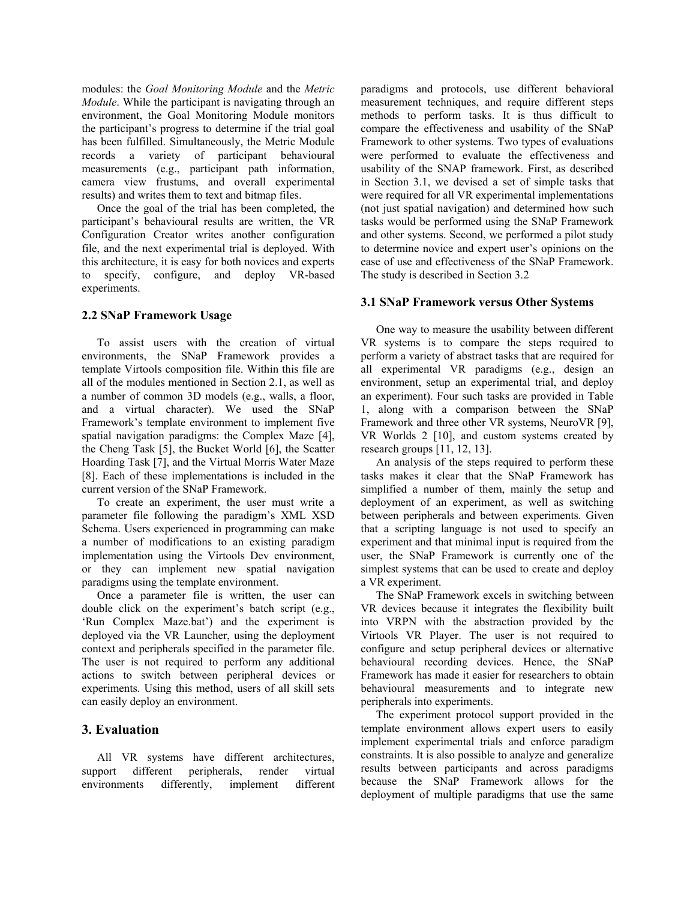modules: the *Goal Monitoring Module* and the *Metric Module*. While the participant is navigating through an environment, the Goal Monitoring Module monitors the participant's progress to determine if the trial goal has been fulfilled. Simultaneously, the Metric Module records a variety of participant behavioural measurements (e.g., participant path information, camera view frustums, and overall experimental results) and writes them to text and bitmap files.

Once the goal of the trial has been completed, the participant's behavioural results are written, the VR Configuration Creator writes another configuration file, and the next experimental trial is deployed. With this architecture, it is easy for both novices and experts to specify, configure, and deploy VR-based experiments.

### 2.2 SNaP Framework Usage

To assist users with the creation of virtual environments, the SNaP Framework provides a template Virtools composition file. Within this file are all of the modules mentioned in Section 2.1, as well as a number of common 3D models (e.g., walls, a floor, and a virtual character). We used the SNaP Framework's template environment to implement five spatial navigation paradigms: the Complex Maze [4], the Cheng Task [5], the Bucket World [6], the Scatter Hoarding Task [7], and the Virtual Morris Water Maze [8]. Each of these implementations is included in the current version of the SNaP Framework.

To create an experiment, the user must write a parameter file following the paradigm's XML XSD Schema. Users experienced in programming can make a number of modifications to an existing paradigm implementation using the Virtools Dev environment, or they can implement new spatial navigation paradigms using the template environment.

Once a parameter file is written, the user can double click on the experiment's batch script (e.g., 'Run Complex Maze.bat') and the experiment is deployed via the VR Launcher, using the deployment context and peripherals specified in the parameter file. The user is not required to perform any additional actions to switch between peripheral devices or experiments. Using this method, users of all skill sets can easily deploy an environment.

## 3. Evaluation

All VR systems have different architectures, support different peripherals, render virtual environments differently, implement different paradigms and protocols, use different behavioral measurement techniques, and require different steps methods to perform tasks. It is thus difficult to compare the effectiveness and usability of the SNaP Framework to other systems. Two types of evaluations were performed to evaluate the effectiveness and usability of the SNAP framework. First, as described in Section 3.1, we devised a set of simple tasks that were required for all VR experimental implementations (not just spatial navigation) and determined how such tasks would be performed using the SNaP Framework and other systems. Second, we performed a pilot study to determine novice and expert user's opinions on the ease of use and effectiveness of the SNaP Framework. The study is described in Section 3.2

### 3.1 SNaP Framework versus Other Systems

One way to measure the usability between different VR systems is to compare the steps required to perform a variety of abstract tasks that are required for all experimental VR paradigms (e.g., design an environment, setup an experimental trial, and deploy an experiment). Four such tasks are provided in Table 1, along with a comparison between the SNaP Framework and three other VR systems, NeuroVR [9], VR Worlds 2 [10], and custom systems created by research groups [11, 12, 13].

An analysis of the steps required to perform these tasks makes it clear that the SNaP Framework has simplified a number of them, mainly the setup and deployment of an experiment, as well as switching between peripherals and between experiments. Given that a scripting language is not used to specify an experiment and that minimal input is required from the user, the SNaP Framework is currently one of the simplest systems that can be used to create and deploy a VR experiment.

The SNaP Framework excels in switching between VR devices because it integrates the flexibility built into VRPN with the abstraction provided by the Virtools VR Player. The user is not required to configure and setup peripheral devices or alternative behavioural recording devices. Hence, the SNaP Framework has made it easier for researchers to obtain behavioural measurements and to integrate new peripherals into experiments.

The experiment protocol support provided in the template environment allows expert users to easily implement experimental trials and enforce paradigm constraints. It is also possible to analyze and generalize results between participants and across paradigms because the SNaP Framework allows for the deployment of multiple paradigms that use the same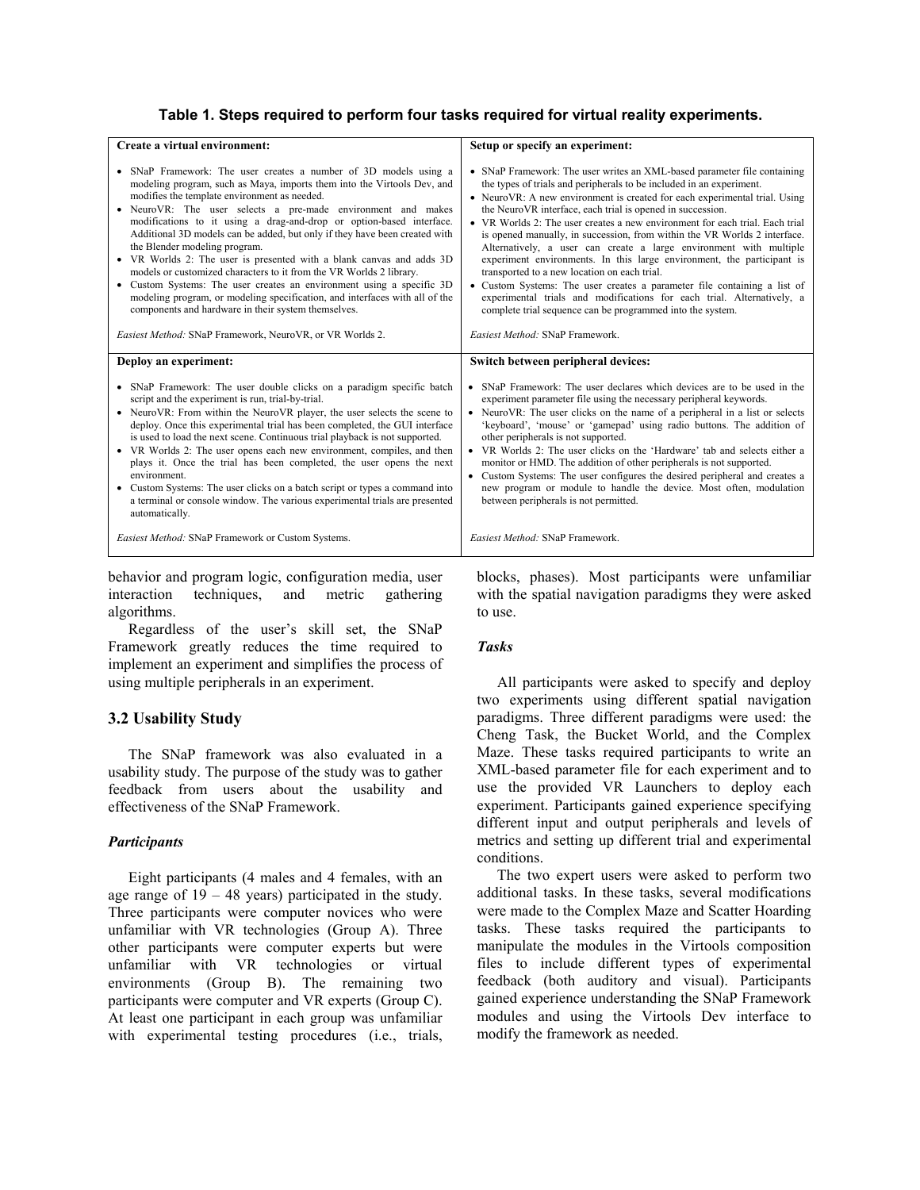**Table 1. Steps required to perform four tasks required for virtual reality experiments.**

| **Create a virtual environment:** | **Setup or specify an experiment:** |
| --- | --- |
| • SNaP Framework: The user creates a number of 3D models using a modeling program, such as Maya, imports them into the Virtools Dev, and modifies the template environment as needed.<br>• NeuroVR: The user selects a pre-made environment and makes modifications to it using a drag-and-drop or option-based interface. Additional 3D models can be added, but only if they have been created with the Blender modeling program.<br>• VR Worlds 2: The user is presented with a blank canvas and adds 3D models or customized characters to it from the VR Worlds 2 library.<br>• Custom Systems: The user creates an environment using a specific 3D modeling program, or modeling specification, and interfaces with all of the components and hardware in their system themselves.<br><br>*Easiest Method:* SNaP Framework, NeuroVR, or VR Worlds 2. | • SNaP Framework: The user writes an XML-based parameter file containing the types of trials and peripherals to be included in an experiment.<br>• NeuroVR: A new environment is created for each experimental trial. Using the NeuroVR interface, each trial is opened in succession.<br>• VR Worlds 2: The user creates a new environment for each trial. Each trial is opened manually, in succession, from within the VR Worlds 2 interface. Alternatively, a user can create a large environment with multiple experiment environments. In this large environment, the participant is transported to a new location on each trial.<br>• Custom Systems: The user creates a parameter file containing a list of experimental trials and modifications for each trial. Alternatively, a complete trial sequence can be programmed into the system.<br><br>*Easiest Method:* SNaP Framework. |
| **Deploy an experiment:** | **Switch between peripheral devices:** |
| • SNaP Framework: The user double clicks on a paradigm specific batch script and the experiment is run, trial-by-trial.<br>• NeuroVR: From within the NeuroVR player, the user selects the scene to deploy. Once this experimental trial has been completed, the GUI interface is used to load the next scene. Continuous trial playback is not supported.<br>• VR Worlds 2: The user opens each new environment, compiles, and then plays it. Once the trial has been completed, the user opens the next environment.<br>• Custom Systems: The user clicks on a batch script or types a command into a terminal or console window. The various experimental trials are presented automatically.<br><br>*Easiest Method:* SNaP Framework or Custom Systems. | • SNaP Framework: The user declares which devices are to be used in the experiment parameter file using the necessary peripheral keywords.<br>• NeuroVR: The user clicks on the name of a peripheral in a list or selects 'keyboard', 'mouse' or 'gamepad' using radio buttons. The addition of other peripherals is not supported.<br>• VR Worlds 2: The user clicks on the 'Hardware' tab and selects either a monitor or HMD. The addition of other peripherals is not supported.<br>• Custom Systems: The user configures the desired peripheral and creates a new program or module to handle the device. Most often, modulation between peripherals is not permitted.<br><br>*Easiest Method:* SNaP Framework. |

behavior and program logic, configuration media, user interaction techniques, and metric gathering algorithms.

Regardless of the user's skill set, the SNaP Framework greatly reduces the time required to implement an experiment and simplifies the process of using multiple peripherals in an experiment.

## 3.2 Usability Study

The SNaP framework was also evaluated in a usability study. The purpose of the study was to gather feedback from users about the usability and effectiveness of the SNaP Framework.

### *Participants*

Eight participants (4 males and 4 females, with an age range of 19 – 48 years) participated in the study. Three participants were computer novices who were unfamiliar with VR technologies (Group A). Three other participants were computer experts but were unfamiliar with VR technologies or virtual environments (Group B). The remaining two participants were computer and VR experts (Group C). At least one participant in each group was unfamiliar with experimental testing procedures (i.e., trials, blocks, phases). Most participants were unfamiliar with the spatial navigation paradigms they were asked to use.

### *Tasks*

All participants were asked to specify and deploy two experiments using different spatial navigation paradigms. Three different paradigms were used: the Cheng Task, the Bucket World, and the Complex Maze. These tasks required participants to write an XML-based parameter file for each experiment and to use the provided VR Launchers to deploy each experiment. Participants gained experience specifying different input and output peripherals and levels of metrics and setting up different trial and experimental conditions.

The two expert users were asked to perform two additional tasks. In these tasks, several modifications were made to the Complex Maze and Scatter Hoarding tasks. These tasks required the participants to manipulate the modules in the Virtools composition files to include different types of experimental feedback (both auditory and visual). Participants gained experience understanding the SNaP Framework modules and using the Virtools Dev interface to modify the framework as needed.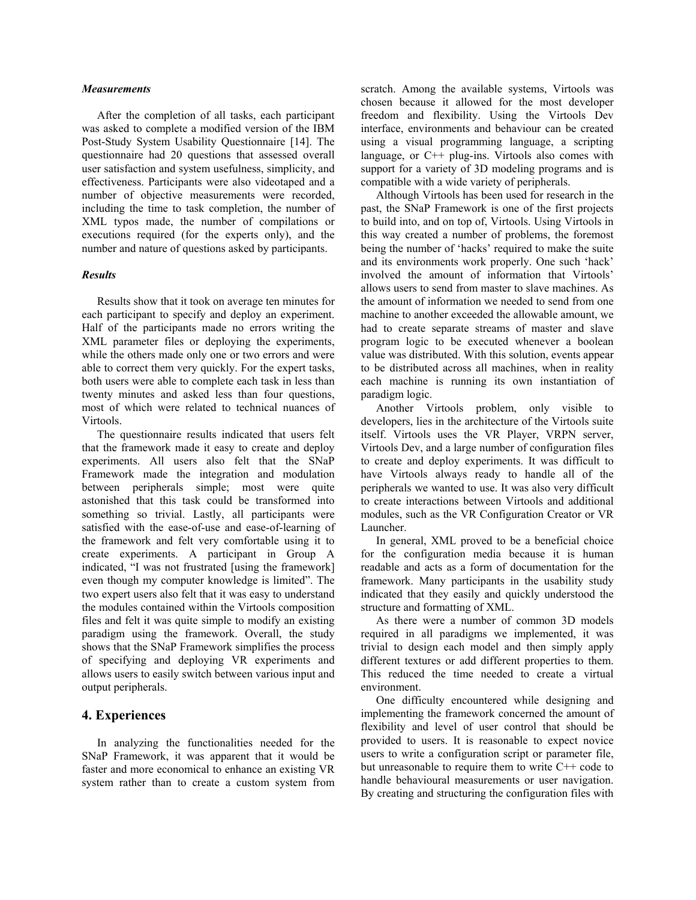***Measurements***

After the completion of all tasks, each participant was asked to complete a modified version of the IBM Post-Study System Usability Questionnaire [14]. The questionnaire had 20 questions that assessed overall user satisfaction and system usefulness, simplicity, and effectiveness. Participants were also videotaped and a number of objective measurements were recorded, including the time to task completion, the number of XML typos made, the number of compilations or executions required (for the experts only), and the number and nature of questions asked by participants.

***Results***

Results show that it took on average ten minutes for each participant to specify and deploy an experiment. Half of the participants made no errors writing the XML parameter files or deploying the experiments, while the others made only one or two errors and were able to correct them very quickly. For the expert tasks, both users were able to complete each task in less than twenty minutes and asked less than four questions, most of which were related to technical nuances of Virtools.

The questionnaire results indicated that users felt that the framework made it easy to create and deploy experiments. All users also felt that the SNaP Framework made the integration and modulation between peripherals simple; most were quite astonished that this task could be transformed into something so trivial. Lastly, all participants were satisfied with the ease-of-use and ease-of-learning of the framework and felt very comfortable using it to create experiments. A participant in Group A indicated, "I was not frustrated [using the framework] even though my computer knowledge is limited". The two expert users also felt that it was easy to understand the modules contained within the Virtools composition files and felt it was quite simple to modify an existing paradigm using the framework. Overall, the study shows that the SNaP Framework simplifies the process of specifying and deploying VR experiments and allows users to easily switch between various input and output peripherals.

## 4. Experiences

In analyzing the functionalities needed for the SNaP Framework, it was apparent that it would be faster and more economical to enhance an existing VR system rather than to create a custom system from scratch. Among the available systems, Virtools was chosen because it allowed for the most developer freedom and flexibility. Using the Virtools Dev interface, environments and behaviour can be created using a visual programming language, a scripting language, or C++ plug-ins. Virtools also comes with support for a variety of 3D modeling programs and is compatible with a wide variety of peripherals.

Although Virtools has been used for research in the past, the SNaP Framework is one of the first projects to build into, and on top of, Virtools. Using Virtools in this way created a number of problems, the foremost being the number of 'hacks' required to make the suite and its environments work properly. One such 'hack' involved the amount of information that Virtools' allows users to send from master to slave machines. As the amount of information we needed to send from one machine to another exceeded the allowable amount, we had to create separate streams of master and slave program logic to be executed whenever a boolean value was distributed. With this solution, events appear to be distributed across all machines, when in reality each machine is running its own instantiation of paradigm logic.

Another Virtools problem, only visible to developers, lies in the architecture of the Virtools suite itself. Virtools uses the VR Player, VRPN server, Virtools Dev, and a large number of configuration files to create and deploy experiments. It was difficult to have Virtools always ready to handle all of the peripherals we wanted to use. It was also very difficult to create interactions between Virtools and additional modules, such as the VR Configuration Creator or VR Launcher.

In general, XML proved to be a beneficial choice for the configuration media because it is human readable and acts as a form of documentation for the framework. Many participants in the usability study indicated that they easily and quickly understood the structure and formatting of XML.

As there were a number of common 3D models required in all paradigms we implemented, it was trivial to design each model and then simply apply different textures or add different properties to them. This reduced the time needed to create a virtual environment.

One difficulty encountered while designing and implementing the framework concerned the amount of flexibility and level of user control that should be provided to users. It is reasonable to expect novice users to write a configuration script or parameter file, but unreasonable to require them to write C++ code to handle behavioural measurements or user navigation. By creating and structuring the configuration files with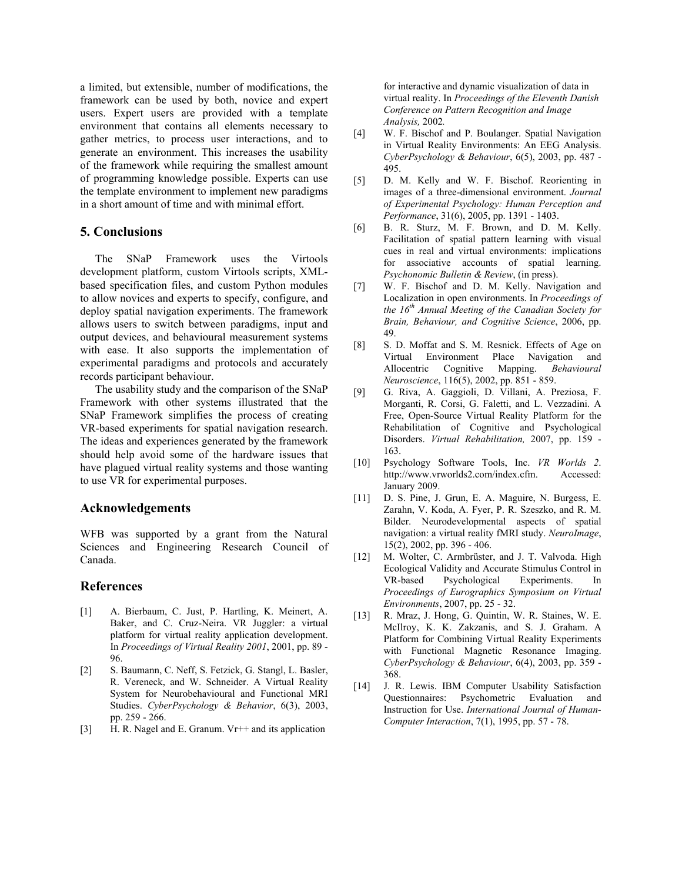a limited, but extensible, number of modifications, the framework can be used by both, novice and expert users. Expert users are provided with a template environment that contains all elements necessary to gather metrics, to process user interactions, and to generate an environment. This increases the usability of the framework while requiring the smallest amount of programming knowledge possible. Experts can use the template environment to implement new paradigms in a short amount of time and with minimal effort.

## 5. Conclusions

The SNaP Framework uses the Virtools development platform, custom Virtools scripts, XML-based specification files, and custom Python modules to allow novices and experts to specify, configure, and deploy spatial navigation experiments. The framework allows users to switch between paradigms, input and output devices, and behavioural measurement systems with ease. It also supports the implementation of experimental paradigms and protocols and accurately records participant behaviour.

The usability study and the comparison of the SNaP Framework with other systems illustrated that the SNaP Framework simplifies the process of creating VR-based experiments for spatial navigation research. The ideas and experiences generated by the framework should help avoid some of the hardware issues that have plagued virtual reality systems and those wanting to use VR for experimental purposes.

## Acknowledgements

WFB was supported by a grant from the Natural Sciences and Engineering Research Council of Canada.

## References

[1] A. Bierbaum, C. Just, P. Hartling, K. Meinert, A. Baker, and C. Cruz-Neira. VR Juggler: a virtual platform for virtual reality application development. In *Proceedings of Virtual Reality 2001*, 2001, pp. 89 - 96.

[2] S. Baumann, C. Neff, S. Fetzick, G. Stangl, L. Basler, R. Vereneck, and W. Schneider. A Virtual Reality System for Neurobehavioural and Functional MRI Studies. *CyberPsychology & Behavior*, 6(3), 2003, pp. 259 - 266.

[3] H. R. Nagel and E. Granum. Vr++ and its application for interactive and dynamic visualization of data in virtual reality. In *Proceedings of the Eleventh Danish Conference on Pattern Recognition and Image Analysis,* 2002.

[4] W. F. Bischof and P. Boulanger. Spatial Navigation in Virtual Reality Environments: An EEG Analysis. *CyberPsychology & Behaviour*, 6(5), 2003, pp. 487 - 495.

[5] D. M. Kelly and W. F. Bischof. Reorienting in images of a three-dimensional environment. *Journal of Experimental Psychology: Human Perception and Performance*, 31(6), 2005, pp. 1391 - 1403.

[6] B. R. Sturz, M. F. Brown, and D. M. Kelly. Facilitation of spatial pattern learning with visual cues in real and virtual environments: implications for associative accounts of spatial learning. *Psychonomic Bulletin & Review*, (in press).

[7] W. F. Bischof and D. M. Kelly. Navigation and Localization in open environments. In *Proceedings of the 16th Annual Meeting of the Canadian Society for Brain, Behaviour, and Cognitive Science*, 2006, pp. 49.

[8] S. D. Moffat and S. M. Resnick. Effects of Age on Virtual Environment Place Navigation and Allocentric Cognitive Mapping. *Behavioural Neuroscience*, 116(5), 2002, pp. 851 - 859.

[9] G. Riva, A. Gaggioli, D. Villani, A. Preziosa, F. Morganti, R. Corsi, G. Faletti, and L. Vezzadini. A Free, Open-Source Virtual Reality Platform for the Rehabilitation of Cognitive and Psychological Disorders. *Virtual Rehabilitation,* 2007, pp. 159 - 163.

[10] Psychology Software Tools, Inc. *VR Worlds 2*. http://www.vrworlds2.com/index.cfm. Accessed: January 2009.

[11] D. S. Pine, J. Grun, E. A. Maguire, N. Burgess, E. Zarahn, V. Koda, A. Fyer, P. R. Szeszko, and R. M. Bilder. Neurodevelopmental aspects of spatial navigation: a virtual reality fMRI study. *NeuroImage*, 15(2), 2002, pp. 396 - 406.

[12] M. Wolter, C. Armbrüster, and J. T. Valvoda. High Ecological Validity and Accurate Stimulus Control in VR-based Psychological Experiments. In *Proceedings of Eurographics Symposium on Virtual Environments*, 2007, pp. 25 - 32.

[13] R. Mraz, J. Hong, G. Quintin, W. R. Staines, W. E. McIlroy, K. K. Zakzanis, and S. J. Graham. A Platform for Combining Virtual Reality Experiments with Functional Magnetic Resonance Imaging. *CyberPsychology & Behaviour*, 6(4), 2003, pp. 359 - 368.

[14] J. R. Lewis. IBM Computer Usability Satisfaction Questionnaires: Psychometric Evaluation and Instruction for Use. *International Journal of Human-Computer Interaction*, 7(1), 1995, pp. 57 - 78.